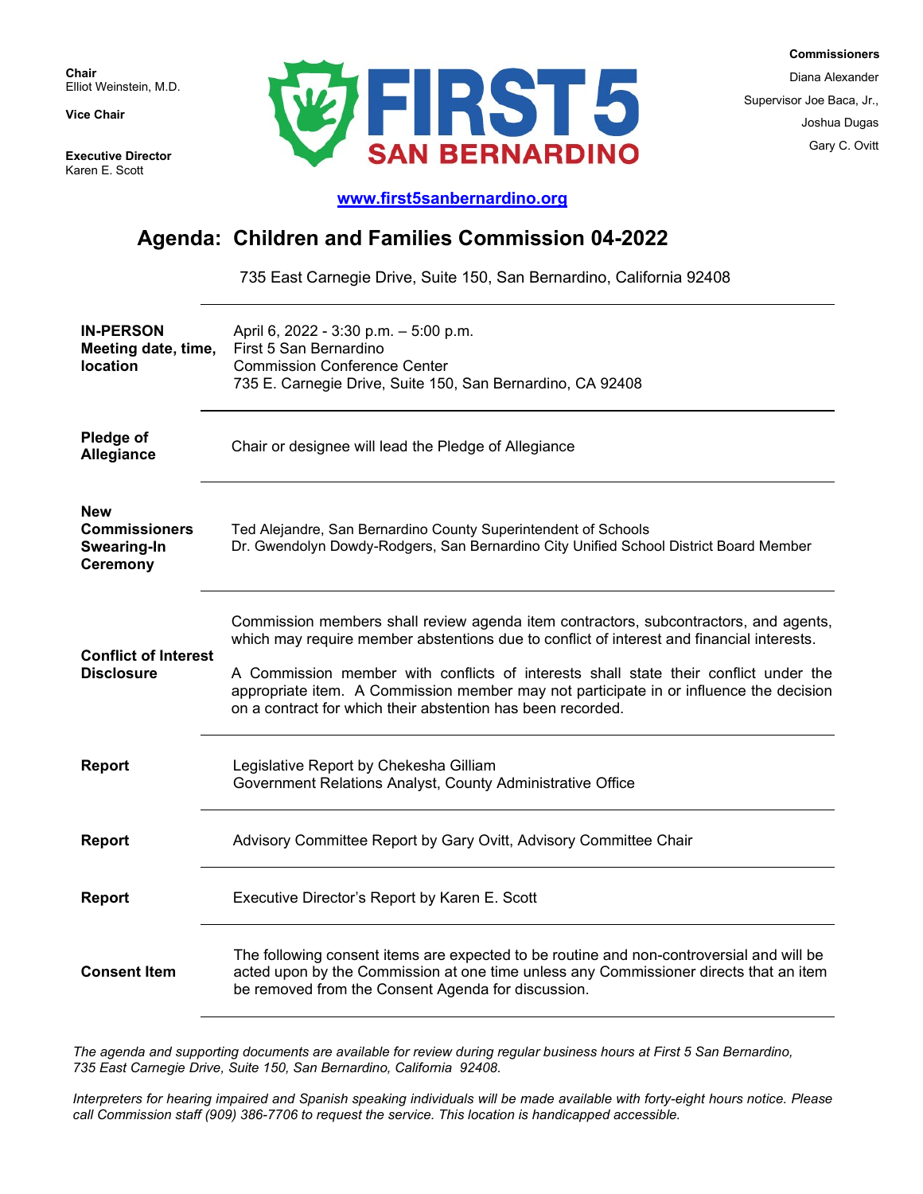**Chair**
Elliot Weinstein, M.D.

**Vice Chair**

**Executive Director**
Karen E. Scott

FIRST 5 SAN BERNARDINO

**Commissioners**
Diana Alexander
Supervisor Joe Baca, Jr.,
Joshua Dugas
Gary C. Ovitt

www.first5sanbernardino.org

# Agenda: Children and Families Commission 04-2022

735 East Carnegie Drive, Suite 150, San Bernardino, California 92408

| | |
|---|---|
| **IN-PERSON Meeting date, time, location** | April 6, 2022 - 3:30 p.m. – 5:00 p.m.<br>First 5 San Bernardino<br>Commission Conference Center<br>735 E. Carnegie Drive, Suite 150, San Bernardino, CA 92408 |
| **Pledge of Allegiance** | Chair or designee will lead the Pledge of Allegiance |
| **New Commissioners Swearing-In Ceremony** | Ted Alejandre, San Bernardino County Superintendent of Schools<br>Dr. Gwendolyn Dowdy-Rodgers, San Bernardino City Unified School District Board Member |
| **Conflict of Interest Disclosure** | Commission members shall review agenda item contractors, subcontractors, and agents, which may require member abstentions due to conflict of interest and financial interests.<br><br>A Commission member with conflicts of interests shall state their conflict under the appropriate item. A Commission member may not participate in or influence the decision on a contract for which their abstention has been recorded. |
| **Report** | Legislative Report by Chekesha Gilliam<br>Government Relations Analyst, County Administrative Office |
| **Report** | Advisory Committee Report by Gary Ovitt, Advisory Committee Chair |
| **Report** | Executive Director's Report by Karen E. Scott |
| **Consent Item** | The following consent items are expected to be routine and non-controversial and will be acted upon by the Commission at one time unless any Commissioner directs that an item be removed from the Consent Agenda for discussion. |

*The agenda and supporting documents are available for review during regular business hours at First 5 San Bernardino, 735 East Carnegie Drive, Suite 150, San Bernardino, California 92408.*

*Interpreters for hearing impaired and Spanish speaking individuals will be made available with forty-eight hours notice. Please call Commission staff (909) 386-7706 to request the service. This location is handicapped accessible.*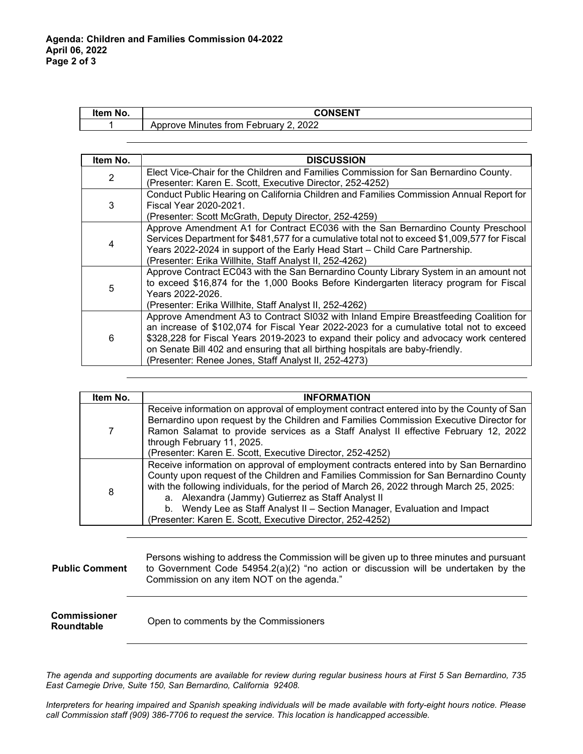| Item No. | CONSENT |
| --- | --- |
| 1 | Approve Minutes from February 2, 2022 |

| Item No. | DISCUSSION |
| --- | --- |
| 2 | Elect Vice-Chair for the Children and Families Commission for San Bernardino County. (Presenter: Karen E. Scott, Executive Director, 252-4252) |
| 3 | Conduct Public Hearing on California Children and Families Commission Annual Report for Fiscal Year 2020-2021. (Presenter: Scott McGrath, Deputy Director, 252-4259) |
| 4 | Approve Amendment A1 for Contract EC036 with the San Bernardino County Preschool Services Department for $481,577 for a cumulative total not to exceed $1,009,577 for Fiscal Years 2022-2024 in support of the Early Head Start – Child Care Partnership. (Presenter: Erika Willhite, Staff Analyst II, 252-4262) |
| 5 | Approve Contract EC043 with the San Bernardino County Library System in an amount not to exceed $16,874 for the 1,000 Books Before Kindergarten literacy program for Fiscal Years 2022-2026. (Presenter: Erika Willhite, Staff Analyst II, 252-4262) |
| 6 | Approve Amendment A3 to Contract SI032 with Inland Empire Breastfeeding Coalition for an increase of $102,074 for Fiscal Year 2022-2023 for a cumulative total not to exceed $328,228 for Fiscal Years 2019-2023 to expand their policy and advocacy work centered on Senate Bill 402 and ensuring that all birthing hospitals are baby-friendly. (Presenter: Renee Jones, Staff Analyst II, 252-4273) |

| Item No. | INFORMATION |
| --- | --- |
| 7 | Receive information on approval of employment contract entered into by the County of San Bernardino upon request by the Children and Families Commission Executive Director for Ramon Salamat to provide services as a Staff Analyst II effective February 12, 2022 through February 11, 2025. (Presenter: Karen E. Scott, Executive Director, 252-4252) |
| 8 | Receive information on approval of employment contracts entered into by San Bernardino County upon request of the Children and Families Commission for San Bernardino County with the following individuals, for the period of March 26, 2022 through March 25, 2025: a. Alexandra (Jammy) Gutierrez as Staff Analyst II b. Wendy Lee as Staff Analyst II – Section Manager, Evaluation and Impact (Presenter: Karen E. Scott, Executive Director, 252-4252) |

**Public Comment**

Persons wishing to address the Commission will be given up to three minutes and pursuant to Government Code 54954.2(a)(2) "no action or discussion will be undertaken by the Commission on any item NOT on the agenda."

**Commissioner Roundtable**

Open to comments by the Commissioners

*The agenda and supporting documents are available for review during regular business hours at First 5 San Bernardino, 735 East Carnegie Drive, Suite 150, San Bernardino, California 92408.*

*Interpreters for hearing impaired and Spanish speaking individuals will be made available with forty-eight hours notice. Please call Commission staff (909) 386-7706 to request the service. This location is handicapped accessible.*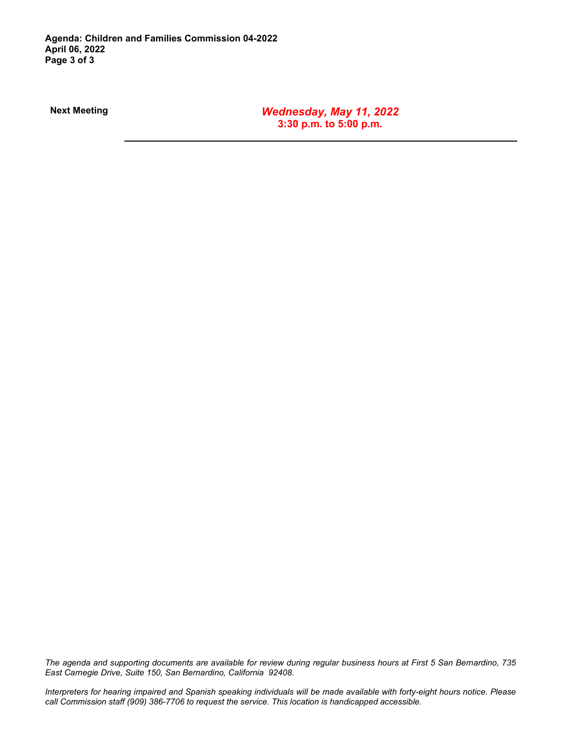**Next Meeting**

***Wednesday, May 11, 2022***
**3:30 p.m. to 5:00 p.m.**

---

*The agenda and supporting documents are available for review during regular business hours at First 5 San Bernardino, 735 East Carnegie Drive, Suite 150, San Bernardino, California 92408.*

*Interpreters for hearing impaired and Spanish speaking individuals will be made available with forty-eight hours notice. Please call Commission staff (909) 386-7706 to request the service. This location is handicapped accessible.*